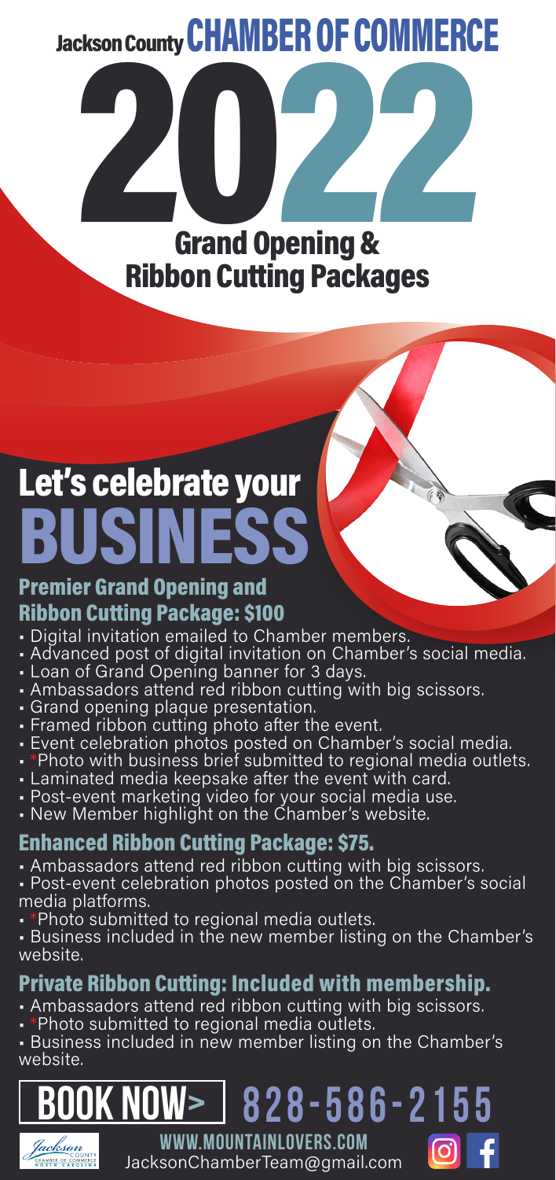# Jackson County CHAMBER OF COMMERCE

# 2022

## Grand Opening & Ribbon Cutting Packages

# Let's celebrate your BUSINESS

### Premier Grand Opening and Ribbon Cutting Package: $100

- Digital invitation emailed to Chamber members.
- Advanced post of digital invitation on Chamber's social media.
- Loan of Grand Opening banner for 3 days.
- Ambassadors attend red ribbon cutting with big scissors.
- Grand opening plaque presentation.
- Framed ribbon cutting photo after the event.
- Event celebration photos posted on Chamber's social media.
- *Photo with business brief submitted to regional media outlets.
- Laminated media keepsake after the event with card.
- Post-event marketing video for your social media use.
- New Member highlight on the Chamber's website.

### Enhanced Ribbon Cutting Package: $75.

- Ambassadors attend red ribbon cutting with big scissors.
- Post-event celebration photos posted on the Chamber's social media platforms.
- *Photo submitted to regional media outlets.
- Business included in the new member listing on the Chamber's website.

### Private Ribbon Cutting: Included with membership.

- Ambassadors attend red ribbon cutting with big scissors.
- *Photo submitted to regional media outlets.
- Business included in new member listing on the Chamber's website.

**BOOK NOW>** 828-586-2155

WWW.MOUNTAINLOVERS.COM
JacksonChamberTeam@gmail.com

Jackson County Chamber of Commerce North Carolina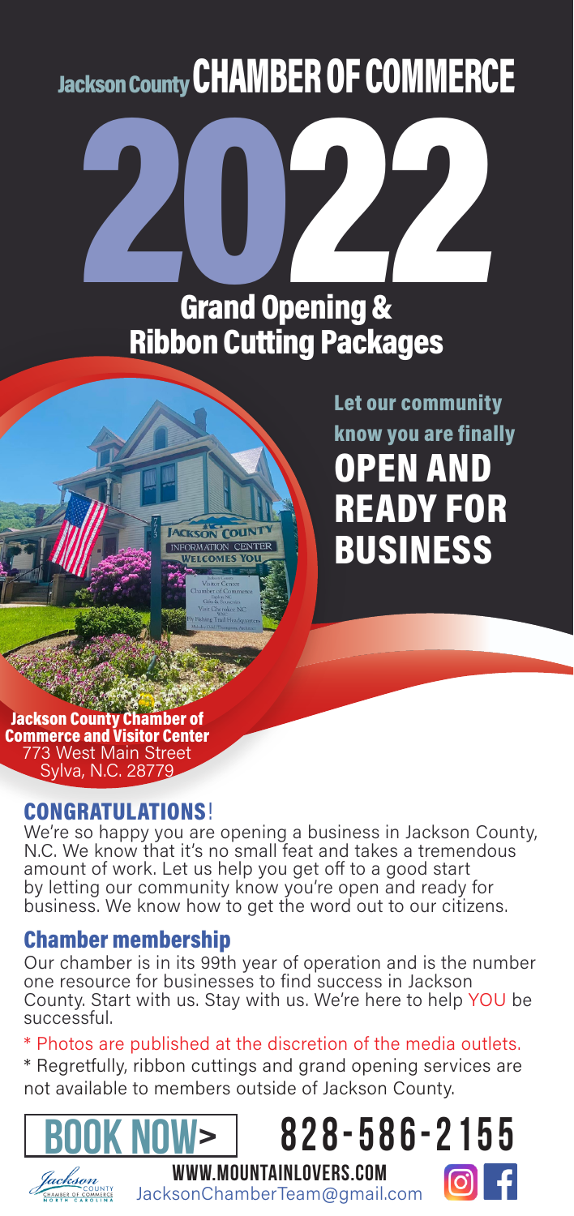# Jackson County CHAMBER OF COMMERCE

# 2022

## Grand Opening & Ribbon Cutting Packages

Let our community know you are finally

## OPEN AND READY FOR BUSINESS

**Jackson County Chamber of Commerce and Visitor Center**
773 West Main Street
Sylva, N.C. 28779

## CONGRATULATIONS!

We're so happy you are opening a business in Jackson County, N.C. We know that it's no small feat and takes a tremendous amount of work. Let us help you get off to a good start by letting our community know you're open and ready for business. We know how to get the word out to our citizens.

## Chamber membership

Our chamber is in its 99th year of operation and is the number one resource for businesses to find success in Jackson County. Start with us. Stay with us. We're here to help YOU be successful.

* Photos are published at the discretion of the media outlets.

* Regretfully, ribbon cuttings and grand opening services are not available to members outside of Jackson County.

**BOOK NOW>** 828-586-2155

WWW.MOUNTAINLOVERS.COM
JacksonChamberTeam@gmail.com